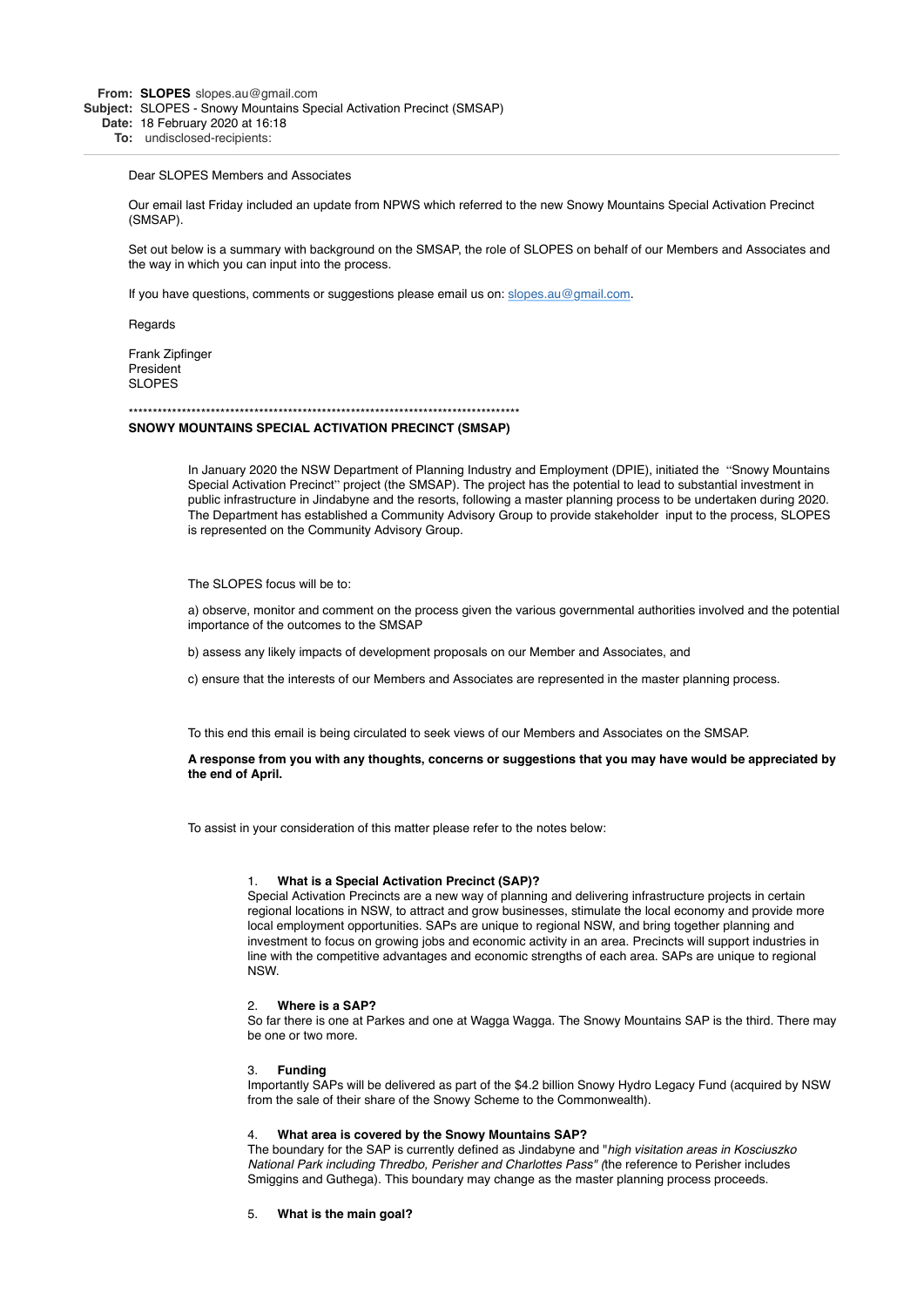**From:** **SLOPES** slopes.au@gmail.com
**Subject:** SLOPES - Snowy Mountains Special Activation Precinct (SMSAP)
**Date:** 18 February 2020 at 16:18
**To:** undisclosed-recipients:

---

Dear SLOPES Members and Associates

Our email last Friday included an update from NPWS which referred to the new Snowy Mountains Special Activation Precinct (SMSAP).

Set out below is a summary with background on the SMSAP, the role of SLOPES on behalf of our Members and Associates and the way in which you can input into the process.

If you have questions, comments or suggestions please email us on: slopes.au@gmail.com.

Regards

Frank Zipfinger
President
SLOPES

*******************************************************************************

**SNOWY MOUNTAINS SPECIAL ACTIVATION PRECINCT (SMSAP)**

In January 2020 the NSW Department of Planning Industry and Employment (DPIE), initiated the "Snowy Mountains Special Activation Precinct" project (the SMSAP). The project has the potential to lead to substantial investment in public infrastructure in Jindabyne and the resorts, following a master planning process to be undertaken during 2020. The Department has established a Community Advisory Group to provide stakeholder input to the process, SLOPES is represented on the Community Advisory Group.

The SLOPES focus will be to:

a) observe, monitor and comment on the process given the various governmental authorities involved and the potential importance of the outcomes to the SMSAP

b) assess any likely impacts of development proposals on our Member and Associates, and

c) ensure that the interests of our Members and Associates are represented in the master planning process.

To this end this email is being circulated to seek views of our Members and Associates on the SMSAP.

**A response from you with any thoughts, concerns or suggestions that you may have would be appreciated by the end of April.**

To assist in your consideration of this matter please refer to the notes below:

1. **What is a Special Activation Precinct (SAP)?**
Special Activation Precincts are a new way of planning and delivering infrastructure projects in certain regional locations in NSW, to attract and grow businesses, stimulate the local economy and provide more local employment opportunities. SAPs are unique to regional NSW, and bring together planning and investment to focus on growing jobs and economic activity in an area. Precincts will support industries in line with the competitive advantages and economic strengths of each area. SAPs are unique to regional NSW.

2. **Where is a SAP?**
So far there is one at Parkes and one at Wagga Wagga. The Snowy Mountains SAP is the third. There may be one or two more.

3. **Funding**
Importantly SAPs will be delivered as part of the $4.2 billion Snowy Hydro Legacy Fund (acquired by NSW from the sale of their share of the Snowy Scheme to the Commonwealth).

4. **What area is covered by the Snowy Mountains SAP?**
The boundary for the SAP is currently defined as Jindabyne and "*high visitation areas in Kosciuszko National Park including Thredbo, Perisher and Charlottes Pass" (*the reference to Perisher includes Smiggins and Guthega). This boundary may change as the master planning process proceeds.

5. **What is the main goal?**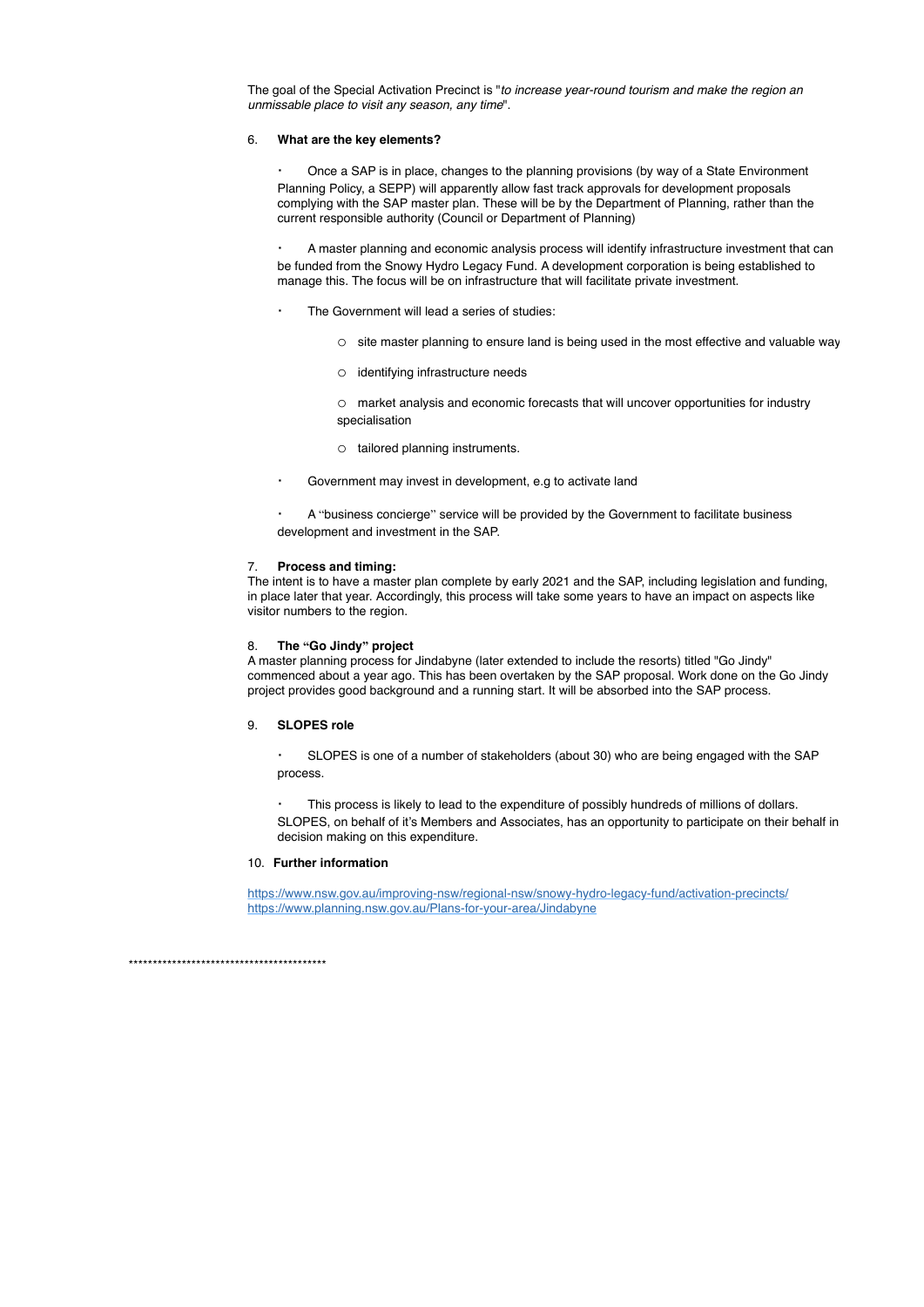The goal of the Special Activation Precinct is "*to increase year-round tourism and make the region an unmissable place to visit any season, any time*".

6. **What are the key elements?**

- Once a SAP is in place, changes to the planning provisions (by way of a State Environment Planning Policy, a SEPP) will apparently allow fast track approvals for development proposals complying with the SAP master plan. These will be by the Department of Planning, rather than the current responsible authority (Council or Department of Planning)

- A master planning and economic analysis process will identify infrastructure investment that can be funded from the Snowy Hydro Legacy Fund. A development corporation is being established to manage this. The focus will be on infrastructure that will facilitate private investment.

- The Government will lead a series of studies:

  - site master planning to ensure land is being used in the most effective and valuable way

  - identifying infrastructure needs

  - market analysis and economic forecasts that will uncover opportunities for industry specialisation

  - tailored planning instruments.

- Government may invest in development, e.g to activate land

- A "business concierge" service will be provided by the Government to facilitate business development and investment in the SAP.

7. **Process and timing:**

The intent is to have a master plan complete by early 2021 and the SAP, including legislation and funding, in place later that year. Accordingly, this process will take some years to have an impact on aspects like visitor numbers to the region.

8. **The "Go Jindy" project**

A master planning process for Jindabyne (later extended to include the resorts) titled "Go Jindy" commenced about a year ago. This has been overtaken by the SAP proposal. Work done on the Go Jindy project provides good background and a running start. It will be absorbed into the SAP process.

9. **SLOPES role**

- SLOPES is one of a number of stakeholders (about 30) who are being engaged with the SAP process.

- This process is likely to lead to the expenditure of possibly hundreds of millions of dollars. SLOPES, on behalf of it's Members and Associates, has an opportunity to participate on their behalf in decision making on this expenditure.

10. **Further information**

https://www.nsw.gov.au/improving-nsw/regional-nsw/snowy-hydro-legacy-fund/activation-precincts/
https://www.planning.nsw.gov.au/Plans-for-your-area/Jindabyne

******************************************